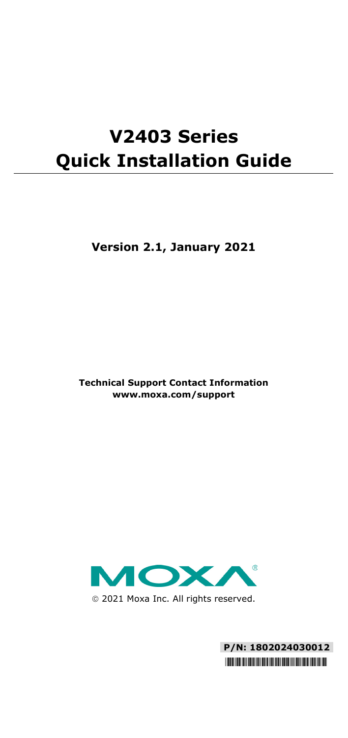# V2403 Series Quick Installation Guide

**Version 2.1, January 2021**

**Technical Support Contact Information**
**www.moxa.com/support**

MOXA®

© 2021 Moxa Inc. All rights reserved.

**P/N: 1802024030012**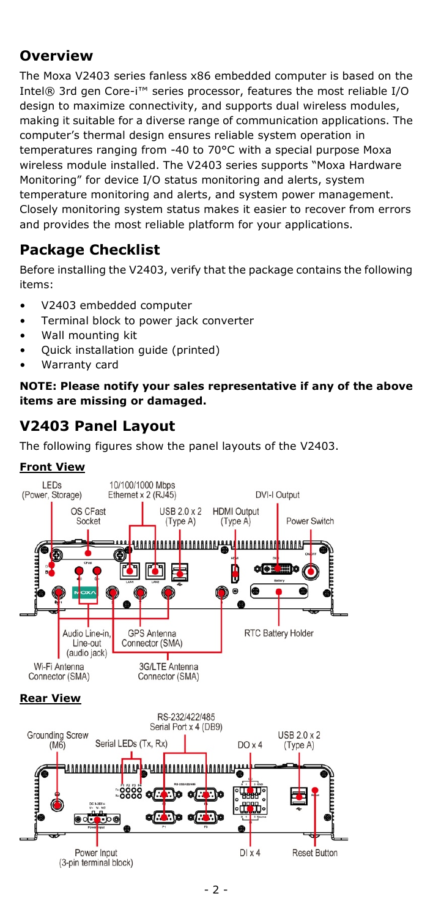## Overview

The Moxa V2403 series fanless x86 embedded computer is based on the Intel® 3rd gen Core-i™ series processor, features the most reliable I/O design to maximize connectivity, and supports dual wireless modules, making it suitable for a diverse range of communication applications. The computer's thermal design ensures reliable system operation in temperatures ranging from -40 to 70°C with a special purpose Moxa wireless module installed. The V2403 series supports "Moxa Hardware Monitoring" for device I/O status monitoring and alerts, system temperature monitoring and alerts, and system power management. Closely monitoring system status makes it easier to recover from errors and provides the most reliable platform for your applications.

## Package Checklist

Before installing the V2403, verify that the package contains the following items:

- V2403 embedded computer
- Terminal block to power jack converter
- Wall mounting kit
- Quick installation guide (printed)
- Warranty card

**NOTE: Please notify your sales representative if any of the above items are missing or damaged.**

## V2403 Panel Layout

The following figures show the panel layouts of the V2403.

**Front View**

LEDs (Power, Storage)
10/100/1000 Mbps Ethernet x 2 (RJ45)
DVI-I Output
OS CFast Socket
USB 2.0 x 2 (Type A)
HDMI Output (Type A)
Power Switch
Audio Line-in, Line-out (audio jack)
GPS Antenna Connector (SMA)
RTC Battery Holder
Wi-Fi Antenna Connector (SMA)
3G/LTE Antenna Connector (SMA)

**Rear View**

RS-232/422/485 Serial Port x 4 (DB9)
Grounding Screw (M6)
Serial LEDs (Tx, Rx)
DO x 4
USB 2.0 x 2 (Type A)
Power Input (3-pin terminal block)
DI x 4
Reset Button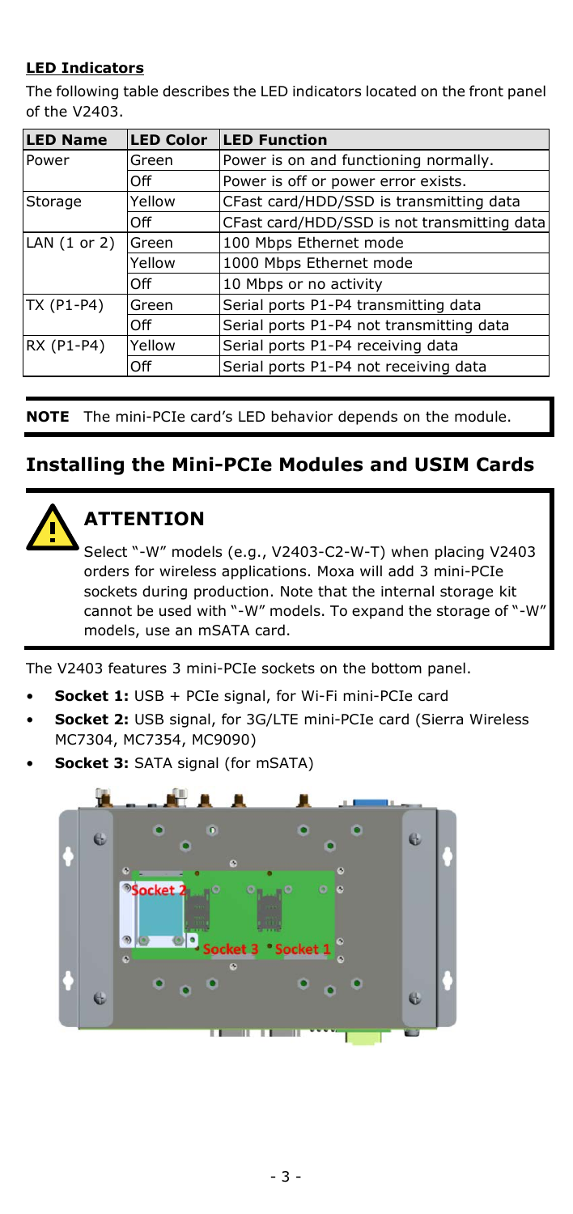**LED Indicators**

The following table describes the LED indicators located on the front panel of the V2403.

| LED Name | LED Color | LED Function |
|---|---|---|
| Power | Green | Power is on and functioning normally. |
| | Off | Power is off or power error exists. |
| Storage | Yellow | CFast card/HDD/SSD is transmitting data |
| | Off | CFast card/HDD/SSD is not transmitting data |
| LAN (1 or 2) | Green | 100 Mbps Ethernet mode |
| | Yellow | 1000 Mbps Ethernet mode |
| | Off | 10 Mbps or no activity |
| TX (P1-P4) | Green | Serial ports P1-P4 transmitting data |
| | Off | Serial ports P1-P4 not transmitting data |
| RX (P1-P4) | Yellow | Serial ports P1-P4 receiving data |
| | Off | Serial ports P1-P4 not receiving data |

**NOTE** The mini-PCIe card's LED behavior depends on the module.

## Installing the Mini-PCIe Modules and USIM Cards

### ATTENTION

Select "-W" models (e.g., V2403-C2-W-T) when placing V2403 orders for wireless applications. Moxa will add 3 mini-PCIe sockets during production. Note that the internal storage kit cannot be used with "-W" models. To expand the storage of "-W" models, use an mSATA card.

The V2403 features 3 mini-PCIe sockets on the bottom panel.

- **Socket 1:** USB + PCIe signal, for Wi-Fi mini-PCIe card
- **Socket 2:** USB signal, for 3G/LTE mini-PCIe card (Sierra Wireless MC7304, MC7354, MC9090)
- **Socket 3:** SATA signal (for mSATA)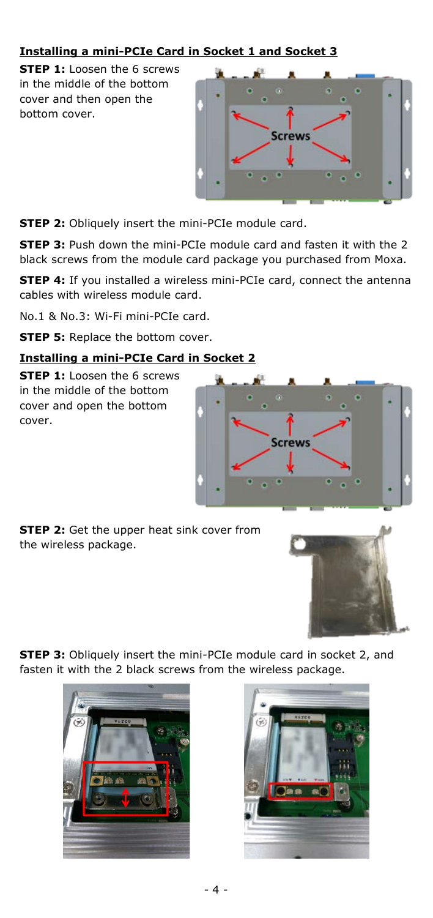**Installing a mini-PCIe Card in Socket 1 and Socket 3**

**STEP 1:** Loosen the 6 screws in the middle of the bottom cover and then open the bottom cover.

**STEP 2:** Obliquely insert the mini-PCIe module card.

**STEP 3:** Push down the mini-PCIe module card and fasten it with the 2 black screws from the module card package you purchased from Moxa.

**STEP 4:** If you installed a wireless mini-PCIe card, connect the antenna cables with wireless module card.

No.1 & No.3: Wi-Fi mini-PCIe card.

**STEP 5:** Replace the bottom cover.

**Installing a mini-PCIe Card in Socket 2**

**STEP 1:** Loosen the 6 screws in the middle of the bottom cover and open the bottom cover.

**STEP 2:** Get the upper heat sink cover from the wireless package.

**STEP 3:** Obliquely insert the mini-PCIe module card in socket 2, and fasten it with the 2 black screws from the wireless package.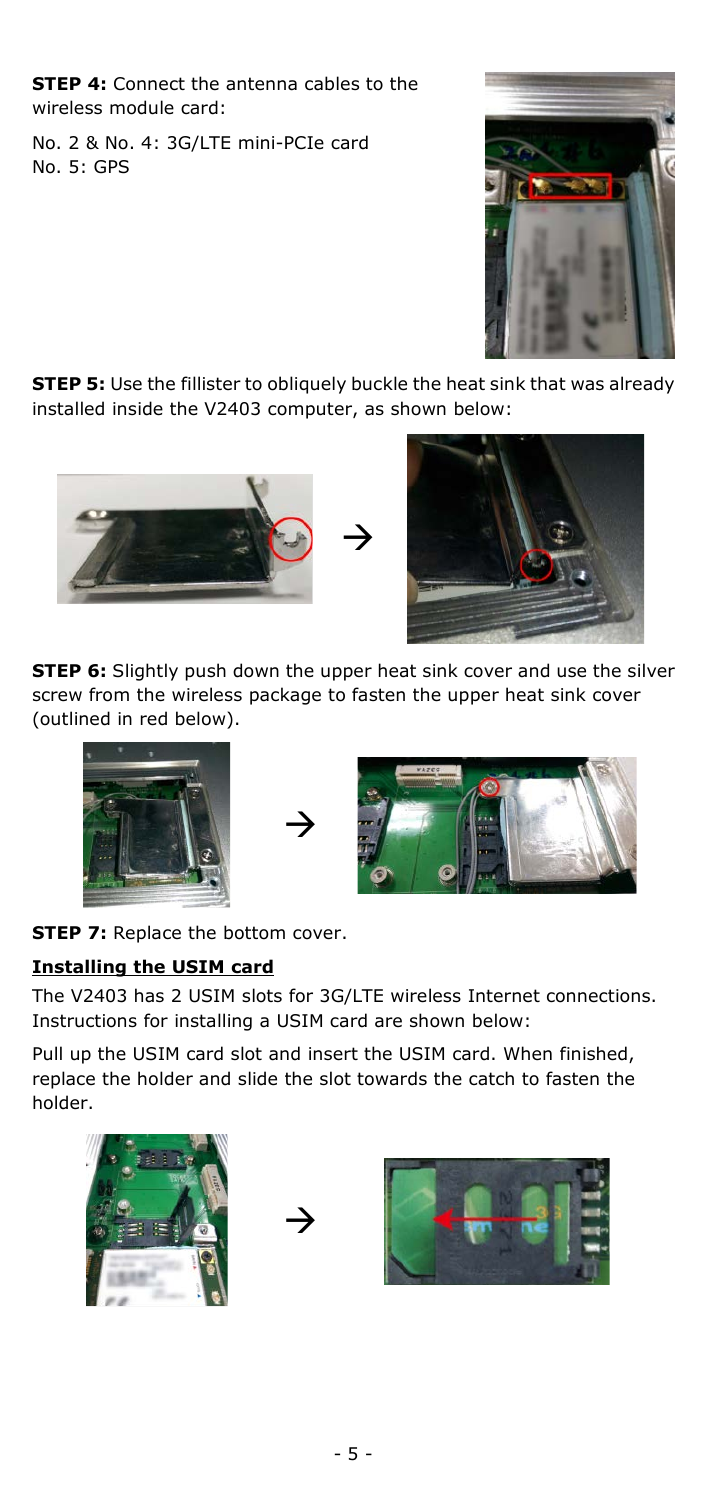**STEP 4:** Connect the antenna cables to the wireless module card:

No. 2 & No. 4: 3G/LTE mini-PCIe card
No. 5: GPS

**STEP 5:** Use the fillister to obliquely buckle the heat sink that was already installed inside the V2403 computer, as shown below:

**STEP 6:** Slightly push down the upper heat sink cover and use the silver screw from the wireless package to fasten the upper heat sink cover (outlined in red below).

**STEP 7:** Replace the bottom cover.

**Installing the USIM card**

The V2403 has 2 USIM slots for 3G/LTE wireless Internet connections. Instructions for installing a USIM card are shown below:

Pull up the USIM card slot and insert the USIM card. When finished, replace the holder and slide the slot towards the catch to fasten the holder.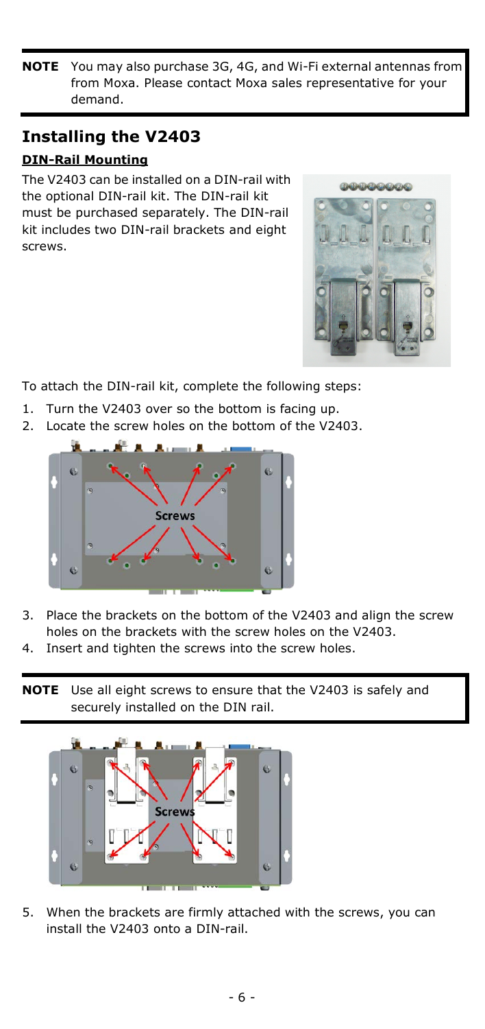**NOTE** You may also purchase 3G, 4G, and Wi-Fi external antennas from from Moxa. Please contact Moxa sales representative for your demand.

## Installing the V2403

### DIN-Rail Mounting

The V2403 can be installed on a DIN-rail with the optional DIN-rail kit. The DIN-rail kit must be purchased separately. The DIN-rail kit includes two DIN-rail brackets and eight screws.

To attach the DIN-rail kit, complete the following steps:

1. Turn the V2403 over so the bottom is facing up.
2. Locate the screw holes on the bottom of the V2403.
3. Place the brackets on the bottom of the V2403 and align the screw holes on the brackets with the screw holes on the V2403.
4. Insert and tighten the screws into the screw holes.

**NOTE** Use all eight screws to ensure that the V2403 is safely and securely installed on the DIN rail.

5. When the brackets are firmly attached with the screws, you can install the V2403 onto a DIN-rail.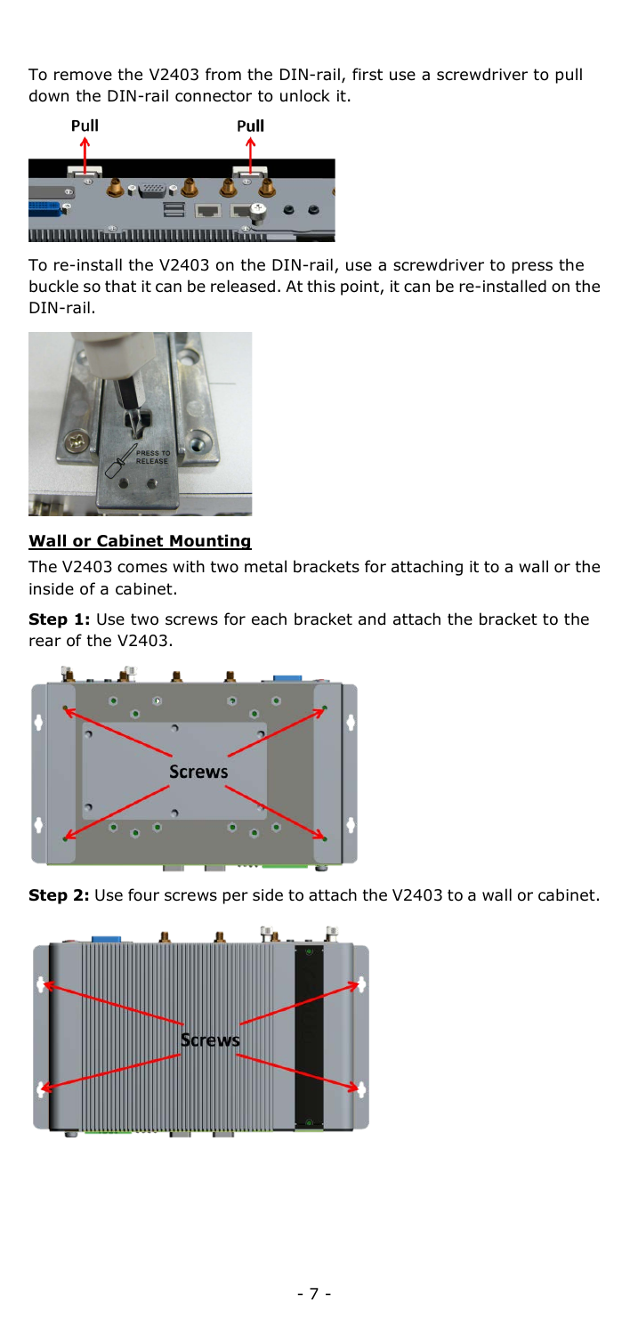To remove the V2403 from the DIN-rail, first use a screwdriver to pull down the DIN-rail connector to unlock it.

To re-install the V2403 on the DIN-rail, use a screwdriver to press the buckle so that it can be released. At this point, it can be re-installed on the DIN-rail.

**Wall or Cabinet Mounting**

The V2403 comes with two metal brackets for attaching it to a wall or the inside of a cabinet.

**Step 1:** Use two screws for each bracket and attach the bracket to the rear of the V2403.

**Step 2:** Use four screws per side to attach the V2403 to a wall or cabinet.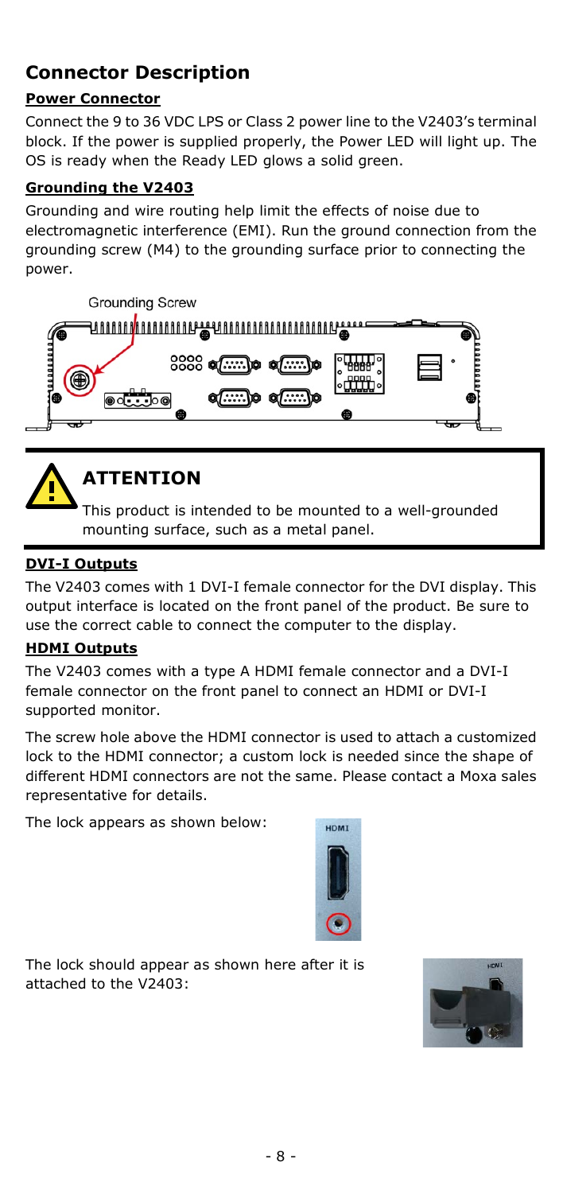## Connector Description

### Power Connector

Connect the 9 to 36 VDC LPS or Class 2 power line to the V2403's terminal block. If the power is supplied properly, the Power LED will light up. The OS is ready when the Ready LED glows a solid green.

### Grounding the V2403

Grounding and wire routing help limit the effects of noise due to electromagnetic interference (EMI). Run the ground connection from the grounding screw (M4) to the grounding surface prior to connecting the power.

Grounding Screw

> **ATTENTION**
>
> This product is intended to be mounted to a well-grounded mounting surface, such as a metal panel.

### DVI-I Outputs

The V2403 comes with 1 DVI-I female connector for the DVI display. This output interface is located on the front panel of the product. Be sure to use the correct cable to connect the computer to the display.

### HDMI Outputs

The V2403 comes with a type A HDMI female connector and a DVI-I female connector on the front panel to connect an HDMI or DVI-I supported monitor.

The screw hole above the HDMI connector is used to attach a customized lock to the HDMI connector; a custom lock is needed since the shape of different HDMI connectors are not the same. Please contact a Moxa sales representative for details.

The lock appears as shown below:

The lock should appear as shown here after it is attached to the V2403: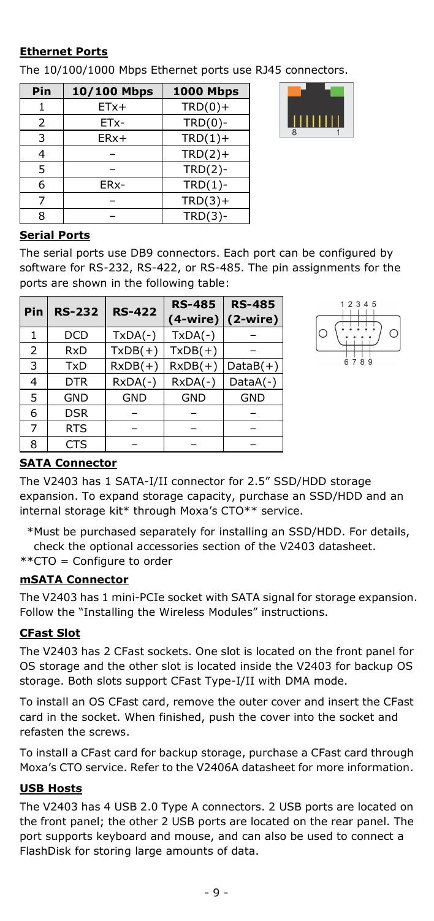**Ethernet Ports**

The 10/100/1000 Mbps Ethernet ports use RJ45 connectors.

| Pin | 10/100 Mbps | 1000 Mbps |
|---|---|---|
| 1 | ETx+ | TRD(0)+ |
| 2 | ETx- | TRD(0)- |
| 3 | ERx+ | TRD(1)+ |
| 4 | – | TRD(2)+ |
| 5 | – | TRD(2)- |
| 6 | ERx- | TRD(1)- |
| 7 | – | TRD(3)+ |
| 8 | – | TRD(3)- |

**Serial Ports**

The serial ports use DB9 connectors. Each port can be configured by software for RS-232, RS-422, or RS-485. The pin assignments for the ports are shown in the following table:

| Pin | RS-232 | RS-422 | RS-485 (4-wire) | RS-485 (2-wire) |
|---|---|---|---|---|
| 1 | DCD | TxDA(-) | TxDA(-) | – |
| 2 | RxD | TxDB(+) | TxDB(+) | – |
| 3 | TxD | RxDB(+) | RxDB(+) | DataB(+) |
| 4 | DTR | RxDA(-) | RxDA(-) | DataA(-) |
| 5 | GND | GND | GND | GND |
| 6 | DSR | – | – | – |
| 7 | RTS | – | – | – |
| 8 | CTS | – | – | – |

**SATA Connector**

The V2403 has 1 SATA-I/II connector for 2.5" SSD/HDD storage expansion. To expand storage capacity, purchase an SSD/HDD and an internal storage kit* through Moxa's CTO** service.

*Must be purchased separately for installing an SSD/HDD. For details, check the optional accessories section of the V2403 datasheet.

**CTO = Configure to order

**mSATA Connector**

The V2403 has 1 mini-PCIe socket with SATA signal for storage expansion. Follow the "Installing the Wireless Modules" instructions.

**CFast Slot**

The V2403 has 2 CFast sockets. One slot is located on the front panel for OS storage and the other slot is located inside the V2403 for backup OS storage. Both slots support CFast Type-I/II with DMA mode.

To install an OS CFast card, remove the outer cover and insert the CFast card in the socket. When finished, push the cover into the socket and refasten the screws.

To install a CFast card for backup storage, purchase a CFast card through Moxa's CTO service. Refer to the V2406A datasheet for more information.

**USB Hosts**

The V2403 has 4 USB 2.0 Type A connectors. 2 USB ports are located on the front panel; the other 2 USB ports are located on the rear panel. The port supports keyboard and mouse, and can also be used to connect a FlashDisk for storing large amounts of data.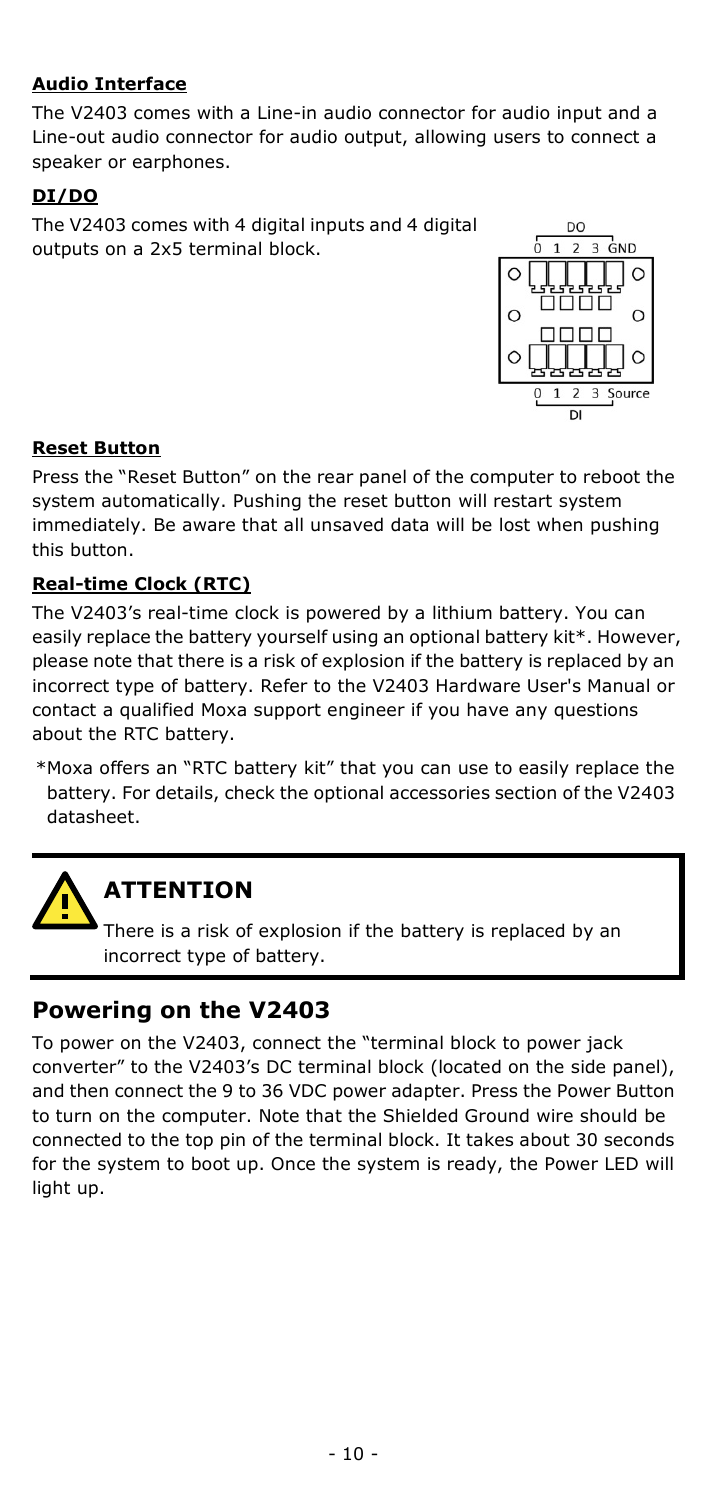**Audio Interface**

The V2403 comes with a Line-in audio connector for audio input and a Line-out audio connector for audio output, allowing users to connect a speaker or earphones.

**DI/DO**

The V2403 comes with 4 digital inputs and 4 digital outputs on a 2x5 terminal block.

DO
0 1 2 3 GND

0 1 2 3 Source
DI

**Reset Button**

Press the "Reset Button" on the rear panel of the computer to reboot the system automatically. Pushing the reset button will restart system immediately. Be aware that all unsaved data will be lost when pushing this button.

**Real-time Clock (RTC)**

The V2403's real-time clock is powered by a lithium battery. You can easily replace the battery yourself using an optional battery kit*. However, please note that there is a risk of explosion if the battery is replaced by an incorrect type of battery. Refer to the V2403 Hardware User's Manual or contact a qualified Moxa support engineer if you have any questions about the RTC battery.

*Moxa offers an "RTC battery kit" that you can use to easily replace the battery. For details, check the optional accessories section of the V2403 datasheet.

**ATTENTION**

There is a risk of explosion if the battery is replaced by an incorrect type of battery.

## Powering on the V2403

To power on the V2403, connect the "terminal block to power jack converter" to the V2403's DC terminal block (located on the side panel), and then connect the 9 to 36 VDC power adapter. Press the Power Button to turn on the computer. Note that the Shielded Ground wire should be connected to the top pin of the terminal block. It takes about 30 seconds for the system to boot up. Once the system is ready, the Power LED will light up.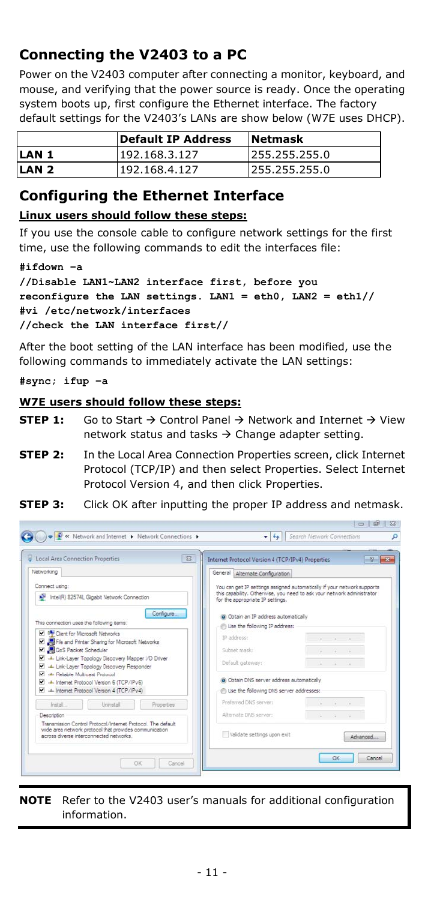## Connecting the V2403 to a PC

Power on the V2403 computer after connecting a monitor, keyboard, and mouse, and verifying that the power source is ready. Once the operating system boots up, first configure the Ethernet interface. The factory default settings for the V2403's LANs are show below (W7E uses DHCP).

| | Default IP Address | Netmask |
|---|---|---|
| **LAN 1** | 192.168.3.127 | 255.255.255.0 |
| **LAN 2** | 192.168.4.127 | 255.255.255.0 |

## Configuring the Ethernet Interface

**Linux users should follow these steps:**

If you use the console cable to configure network settings for the first time, use the following commands to edit the interfaces file:

```
#ifdown –a
//Disable LAN1~LAN2 interface first, before you
reconfigure the LAN settings. LAN1 = eth0, LAN2 = eth1//
#vi /etc/network/interfaces
//check the LAN interface first//
```

After the boot setting of the LAN interface has been modified, use the following commands to immediately activate the LAN settings:

```
#sync; ifup –a
```

**W7E users should follow these steps:**

**STEP 1:** Go to Start → Control Panel → Network and Internet → View network status and tasks → Change adapter setting.

**STEP 2:** In the Local Area Connection Properties screen, click Internet Protocol (TCP/IP) and then select Properties. Select Internet Protocol Version 4, and then click Properties.

**STEP 3:** Click OK after inputting the proper IP address and netmask.

**NOTE** Refer to the V2403 user's manuals for additional configuration information.